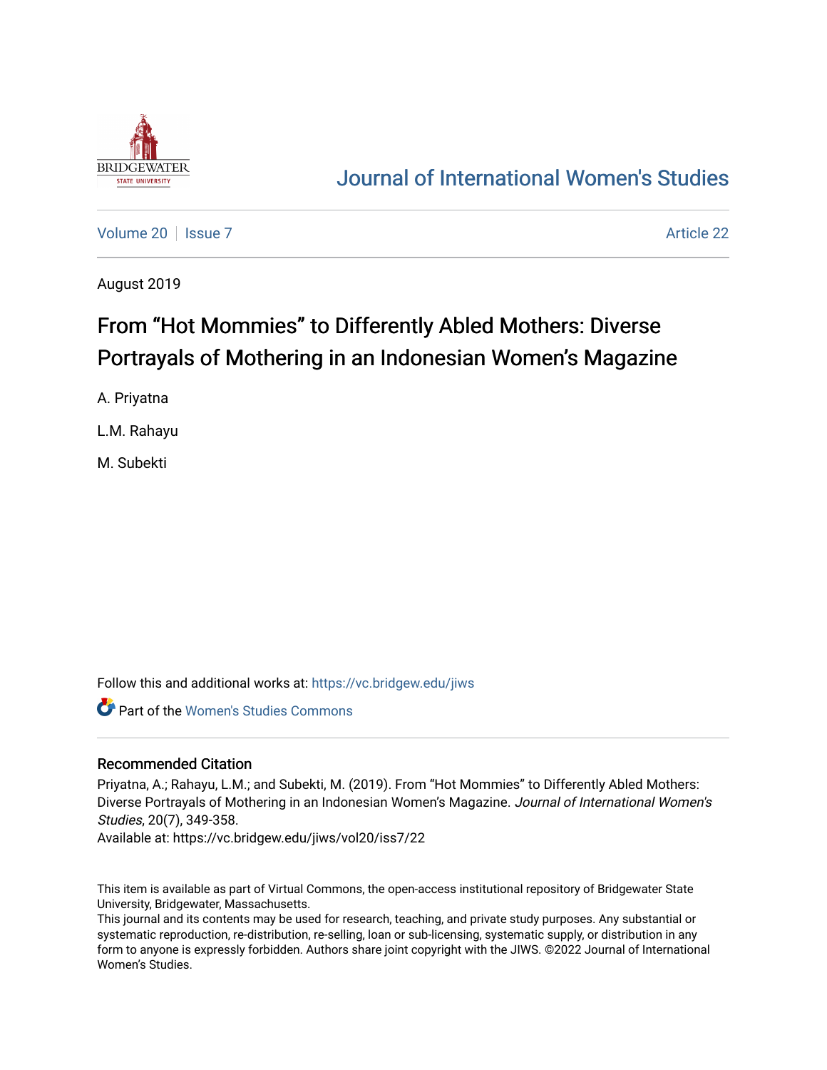Journal of International Women's Studies

Volume 20 | Issue 7 | Article 22

August 2019

# From “Hot Mommies” to Differently Abled Mothers: Diverse Portrayals of Mothering in an Indonesian Women’s Magazine

A. Priyatna

L.M. Rahayu

M. Subekti

Follow this and additional works at: https://vc.bridgew.edu/jiws

Part of the Women's Studies Commons

## Recommended Citation

Priyatna, A.; Rahayu, L.M.; and Subekti, M. (2019). From “Hot Mommies” to Differently Abled Mothers: Diverse Portrayals of Mothering in an Indonesian Women’s Magazine. *Journal of International Women's Studies*, 20(7), 349-358.

Available at: https://vc.bridgew.edu/jiws/vol20/iss7/22

This item is available as part of Virtual Commons, the open-access institutional repository of Bridgewater State University, Bridgewater, Massachusetts.

This journal and its contents may be used for research, teaching, and private study purposes. Any substantial or systematic reproduction, re-distribution, re-selling, loan or sub-licensing, systematic supply, or distribution in any form to anyone is expressly forbidden. Authors share joint copyright with the JIWS. ©2022 Journal of International Women’s Studies.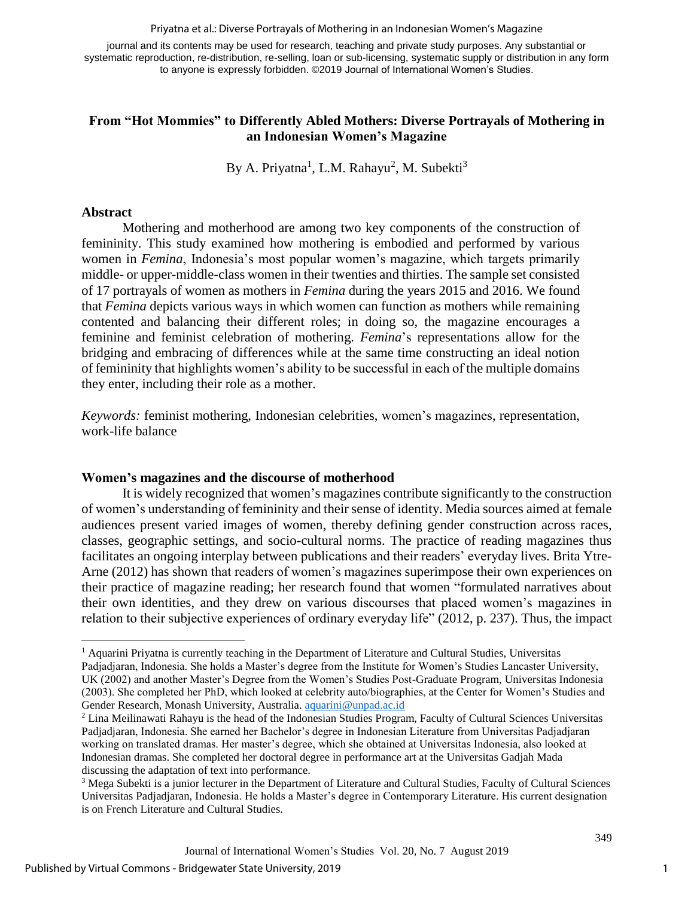journal and its contents may be used for research, teaching and private study purposes. Any substantial or systematic reproduction, re-distribution, re-selling, loan or sub-licensing, systematic supply or distribution in any form to anyone is expressly forbidden. ©2019 Journal of International Women's Studies.

## From "Hot Mommies" to Differently Abled Mothers: Diverse Portrayals of Mothering in an Indonesian Women's Magazine

By A. Priyatna[1], L.M. Rahayu[2], M. Subekti[3]

### Abstract

Mothering and motherhood are among two key components of the construction of femininity. This study examined how mothering is embodied and performed by various women in *Femina*, Indonesia's most popular women's magazine, which targets primarily middle- or upper-middle-class women in their twenties and thirties. The sample set consisted of 17 portrayals of women as mothers in *Femina* during the years 2015 and 2016. We found that *Femina* depicts various ways in which women can function as mothers while remaining contented and balancing their different roles; in doing so, the magazine encourages a feminine and feminist celebration of mothering. *Femina*'s representations allow for the bridging and embracing of differences while at the same time constructing an ideal notion of femininity that highlights women's ability to be successful in each of the multiple domains they enter, including their role as a mother.

*Keywords:* feminist mothering, Indonesian celebrities, women's magazines, representation, work-life balance

### Women's magazines and the discourse of motherhood

It is widely recognized that women's magazines contribute significantly to the construction of women's understanding of femininity and their sense of identity. Media sources aimed at female audiences present varied images of women, thereby defining gender construction across races, classes, geographic settings, and socio-cultural norms. The practice of reading magazines thus facilitates an ongoing interplay between publications and their readers' everyday lives. Brita Ytre-Arne (2012) has shown that readers of women's magazines superimpose their own experiences on their practice of magazine reading; her research found that women "formulated narratives about their own identities, and they drew on various discourses that placed women's magazines in relation to their subjective experiences of ordinary everyday life" (2012, p. 237). Thus, the impact

---

[1] Aquarini Priyatna is currently teaching in the Department of Literature and Cultural Studies, Universitas Padjadjaran, Indonesia. She holds a Master's degree from the Institute for Women's Studies Lancaster University, UK (2002) and another Master's Degree from the Women's Studies Post-Graduate Program, Universitas Indonesia (2003). She completed her PhD, which looked at celebrity auto/biographies, at the Center for Women's Studies and Gender Research, Monash University, Australia. aquarini@unpad.ac.id

[2] Lina Meilinawati Rahayu is the head of the Indonesian Studies Program, Faculty of Cultural Sciences Universitas Padjadjaran, Indonesia. She earned her Bachelor's degree in Indonesian Literature from Universitas Padjadjaran working on translated dramas. Her master's degree, which she obtained at Universitas Indonesia, also looked at Indonesian dramas. She completed her doctoral degree in performance art at the Universitas Gadjah Mada discussing the adaptation of text into performance.

[3] Mega Subekti is a junior lecturer in the Department of Literature and Cultural Studies, Faculty of Cultural Sciences Universitas Padjadjaran, Indonesia. He holds a Master's degree in Contemporary Literature. His current designation is on French Literature and Cultural Studies.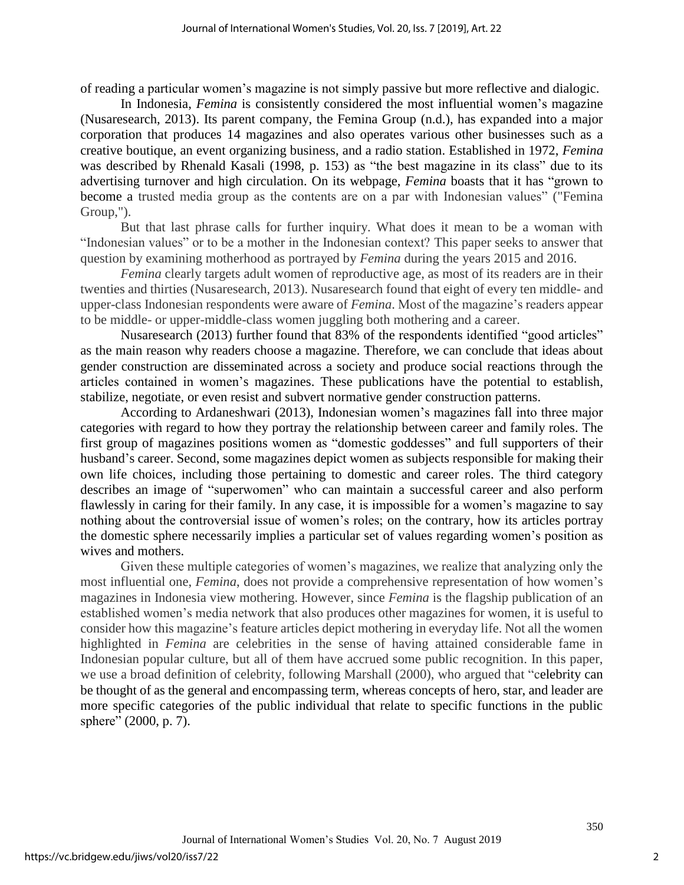of reading a particular women's magazine is not simply passive but more reflective and dialogic.

In Indonesia, *Femina* is consistently considered the most influential women's magazine (Nusaresearch, 2013). Its parent company, the Femina Group (n.d.), has expanded into a major corporation that produces 14 magazines and also operates various other businesses such as a creative boutique, an event organizing business, and a radio station. Established in 1972, *Femina* was described by Rhenald Kasali (1998, p. 153) as "the best magazine in its class" due to its advertising turnover and high circulation. On its webpage, *Femina* boasts that it has "grown to become a trusted media group as the contents are on a par with Indonesian values" ("Femina Group,").

But that last phrase calls for further inquiry. What does it mean to be a woman with "Indonesian values" or to be a mother in the Indonesian context? This paper seeks to answer that question by examining motherhood as portrayed by *Femina* during the years 2015 and 2016.

*Femina* clearly targets adult women of reproductive age, as most of its readers are in their twenties and thirties (Nusaresearch, 2013). Nusaresearch found that eight of every ten middle- and upper-class Indonesian respondents were aware of *Femina*. Most of the magazine's readers appear to be middle- or upper-middle-class women juggling both mothering and a career.

Nusaresearch (2013) further found that 83% of the respondents identified "good articles" as the main reason why readers choose a magazine. Therefore, we can conclude that ideas about gender construction are disseminated across a society and produce social reactions through the articles contained in women's magazines. These publications have the potential to establish, stabilize, negotiate, or even resist and subvert normative gender construction patterns.

According to Ardaneshwari (2013), Indonesian women's magazines fall into three major categories with regard to how they portray the relationship between career and family roles. The first group of magazines positions women as "domestic goddesses" and full supporters of their husband's career. Second, some magazines depict women as subjects responsible for making their own life choices, including those pertaining to domestic and career roles. The third category describes an image of "superwomen" who can maintain a successful career and also perform flawlessly in caring for their family. In any case, it is impossible for a women's magazine to say nothing about the controversial issue of women's roles; on the contrary, how its articles portray the domestic sphere necessarily implies a particular set of values regarding women's position as wives and mothers.

Given these multiple categories of women's magazines, we realize that analyzing only the most influential one, *Femina*, does not provide a comprehensive representation of how women's magazines in Indonesia view mothering. However, since *Femina* is the flagship publication of an established women's media network that also produces other magazines for women, it is useful to consider how this magazine's feature articles depict mothering in everyday life. Not all the women highlighted in *Femina* are celebrities in the sense of having attained considerable fame in Indonesian popular culture, but all of them have accrued some public recognition. In this paper, we use a broad definition of celebrity, following Marshall (2000), who argued that "celebrity can be thought of as the general and encompassing term, whereas concepts of hero, star, and leader are more specific categories of the public individual that relate to specific functions in the public sphere" (2000, p. 7).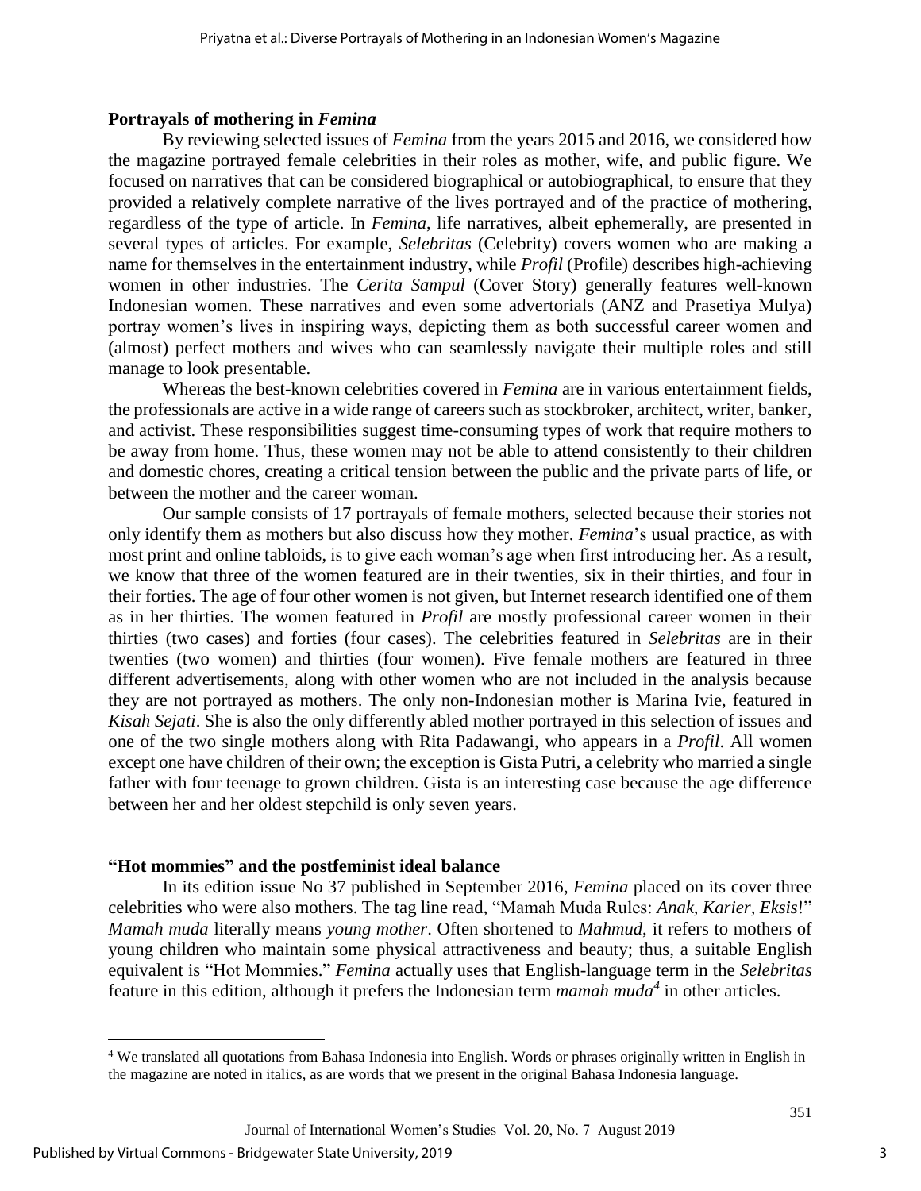## Portrayals of mothering in *Femina*

By reviewing selected issues of *Femina* from the years 2015 and 2016, we considered how the magazine portrayed female celebrities in their roles as mother, wife, and public figure. We focused on narratives that can be considered biographical or autobiographical, to ensure that they provided a relatively complete narrative of the lives portrayed and of the practice of mothering, regardless of the type of article. In *Femina*, life narratives, albeit ephemerally, are presented in several types of articles. For example, *Selebritas* (Celebrity) covers women who are making a name for themselves in the entertainment industry, while *Profil* (Profile) describes high-achieving women in other industries. The *Cerita Sampul* (Cover Story) generally features well-known Indonesian women. These narratives and even some advertorials (ANZ and Prasetiya Mulya) portray women's lives in inspiring ways, depicting them as both successful career women and (almost) perfect mothers and wives who can seamlessly navigate their multiple roles and still manage to look presentable.

Whereas the best-known celebrities covered in *Femina* are in various entertainment fields, the professionals are active in a wide range of careers such as stockbroker, architect, writer, banker, and activist. These responsibilities suggest time-consuming types of work that require mothers to be away from home. Thus, these women may not be able to attend consistently to their children and domestic chores, creating a critical tension between the public and the private parts of life, or between the mother and the career woman.

Our sample consists of 17 portrayals of female mothers, selected because their stories not only identify them as mothers but also discuss how they mother. *Femina*'s usual practice, as with most print and online tabloids, is to give each woman's age when first introducing her. As a result, we know that three of the women featured are in their twenties, six in their thirties, and four in their forties. The age of four other women is not given, but Internet research identified one of them as in her thirties. The women featured in *Profil* are mostly professional career women in their thirties (two cases) and forties (four cases). The celebrities featured in *Selebritas* are in their twenties (two women) and thirties (four women). Five female mothers are featured in three different advertisements, along with other women who are not included in the analysis because they are not portrayed as mothers. The only non-Indonesian mother is Marina Ivie, featured in *Kisah Sejati*. She is also the only differently abled mother portrayed in this selection of issues and one of the two single mothers along with Rita Padawangi, who appears in a *Profil*. All women except one have children of their own; the exception is Gista Putri, a celebrity who married a single father with four teenage to grown children. Gista is an interesting case because the age difference between her and her oldest stepchild is only seven years.

## "Hot mommies" and the postfeminist ideal balance

In its edition issue No 37 published in September 2016, *Femina* placed on its cover three celebrities who were also mothers. The tag line read, "Mamah Muda Rules: *Anak, Karier, Eksis*!" *Mamah muda* literally means *young mother*. Often shortened to *Mahmud*, it refers to mothers of young children who maintain some physical attractiveness and beauty; thus, a suitable English equivalent is "Hot Mommies." *Femina* actually uses that English-language term in the *Selebritas* feature in this edition, although it prefers the Indonesian term *mamah muda*[4] in other articles.

---

[4] We translated all quotations from Bahasa Indonesia into English. Words or phrases originally written in English in the magazine are noted in italics, as are words that we present in the original Bahasa Indonesia language.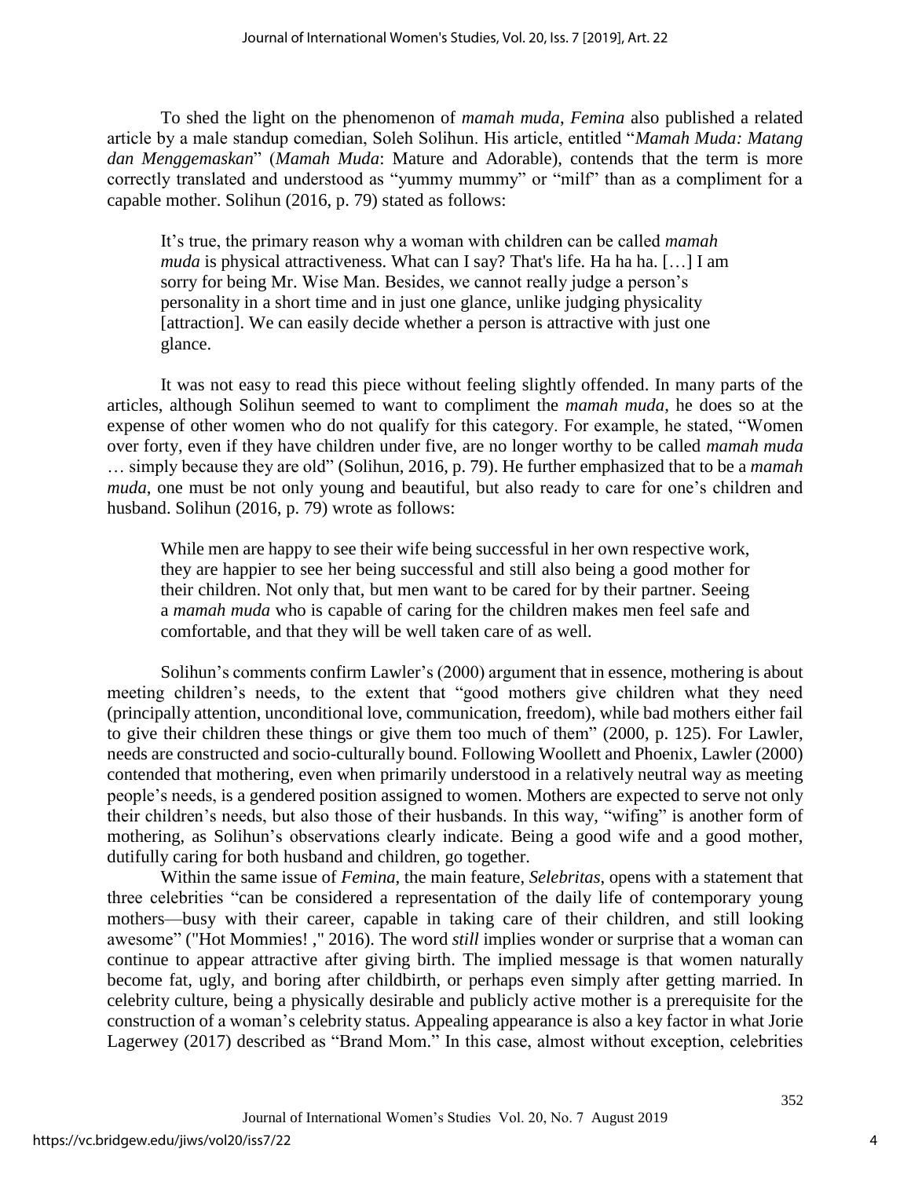To shed the light on the phenomenon of *mamah muda*, *Femina* also published a related article by a male standup comedian, Soleh Solihun. His article, entitled "*Mamah Muda: Matang dan Menggemaskan*" (*Mamah Muda*: Mature and Adorable), contends that the term is more correctly translated and understood as "yummy mummy" or "milf" than as a compliment for a capable mother. Solihun (2016, p. 79) stated as follows:

> It's true, the primary reason why a woman with children can be called *mamah muda* is physical attractiveness. What can I say? That's life. Ha ha ha. […] I am sorry for being Mr. Wise Man. Besides, we cannot really judge a person's personality in a short time and in just one glance, unlike judging physicality [attraction]. We can easily decide whether a person is attractive with just one glance.

It was not easy to read this piece without feeling slightly offended. In many parts of the articles, although Solihun seemed to want to compliment the *mamah muda*, he does so at the expense of other women who do not qualify for this category. For example, he stated, "Women over forty, even if they have children under five, are no longer worthy to be called *mamah muda* … simply because they are old" (Solihun, 2016, p. 79). He further emphasized that to be a *mamah muda*, one must be not only young and beautiful, but also ready to care for one's children and husband. Solihun (2016, p. 79) wrote as follows:

> While men are happy to see their wife being successful in her own respective work, they are happier to see her being successful and still also being a good mother for their children. Not only that, but men want to be cared for by their partner. Seeing a *mamah muda* who is capable of caring for the children makes men feel safe and comfortable, and that they will be well taken care of as well.

Solihun's comments confirm Lawler's (2000) argument that in essence, mothering is about meeting children's needs, to the extent that "good mothers give children what they need (principally attention, unconditional love, communication, freedom), while bad mothers either fail to give their children these things or give them too much of them" (2000, p. 125). For Lawler, needs are constructed and socio-culturally bound. Following Woollett and Phoenix, Lawler (2000) contended that mothering, even when primarily understood in a relatively neutral way as meeting people's needs, is a gendered position assigned to women. Mothers are expected to serve not only their children's needs, but also those of their husbands. In this way, "wifing" is another form of mothering, as Solihun's observations clearly indicate. Being a good wife and a good mother, dutifully caring for both husband and children, go together.

Within the same issue of *Femina*, the main feature, *Selebritas*, opens with a statement that three celebrities "can be considered a representation of the daily life of contemporary young mothers—busy with their career, capable in taking care of their children, and still looking awesome" ("Hot Mommies! ," 2016). The word *still* implies wonder or surprise that a woman can continue to appear attractive after giving birth. The implied message is that women naturally become fat, ugly, and boring after childbirth, or perhaps even simply after getting married. In celebrity culture, being a physically desirable and publicly active mother is a prerequisite for the construction of a woman's celebrity status. Appealing appearance is also a key factor in what Jorie Lagerwey (2017) described as "Brand Mom." In this case, almost without exception, celebrities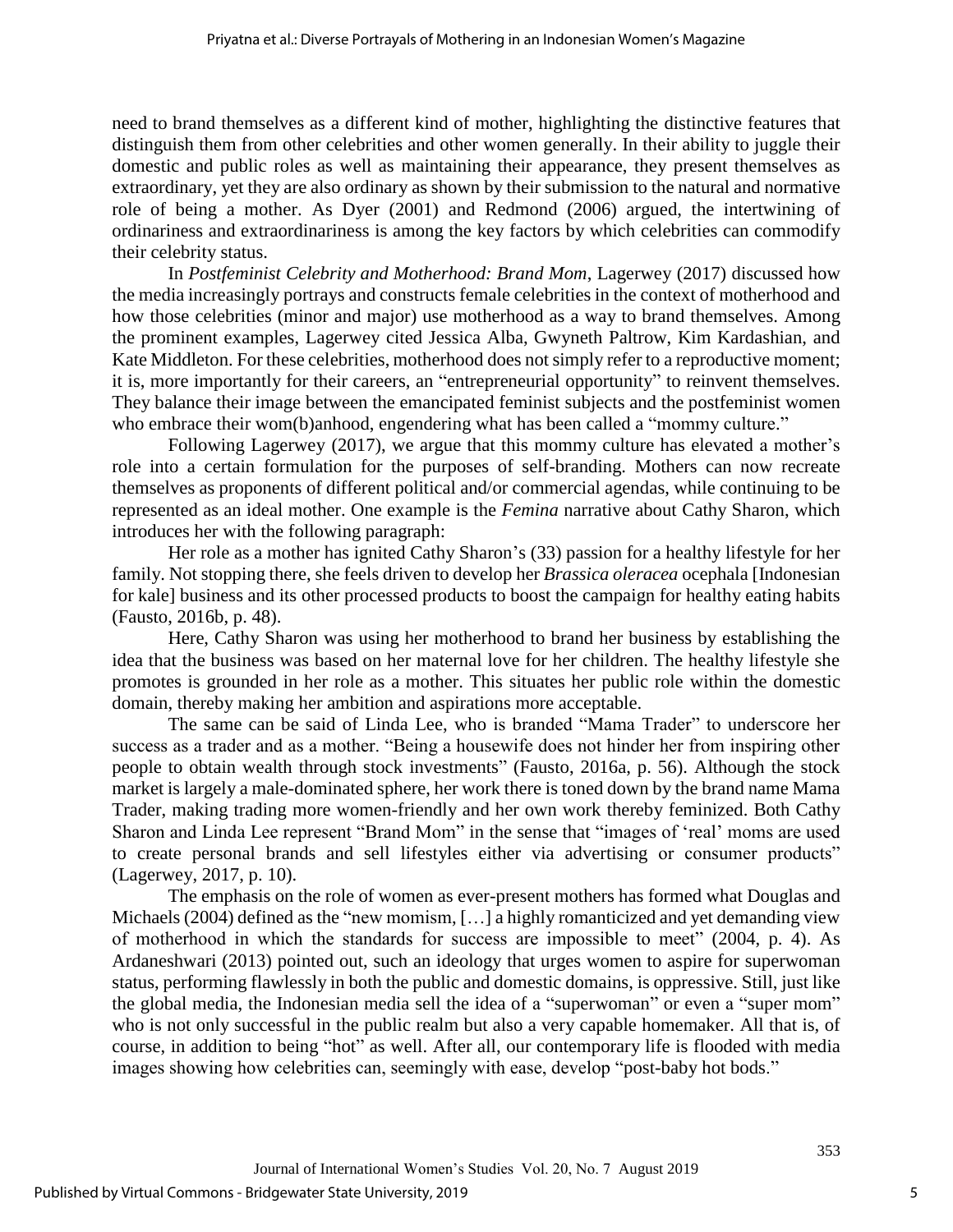need to brand themselves as a different kind of mother, highlighting the distinctive features that distinguish them from other celebrities and other women generally. In their ability to juggle their domestic and public roles as well as maintaining their appearance, they present themselves as extraordinary, yet they are also ordinary as shown by their submission to the natural and normative role of being a mother. As Dyer (2001) and Redmond (2006) argued, the intertwining of ordinariness and extraordinariness is among the key factors by which celebrities can commodify their celebrity status.

In *Postfeminist Celebrity and Motherhood: Brand Mom*, Lagerwey (2017) discussed how the media increasingly portrays and constructs female celebrities in the context of motherhood and how those celebrities (minor and major) use motherhood as a way to brand themselves. Among the prominent examples, Lagerwey cited Jessica Alba, Gwyneth Paltrow, Kim Kardashian, and Kate Middleton. For these celebrities, motherhood does not simply refer to a reproductive moment; it is, more importantly for their careers, an "entrepreneurial opportunity" to reinvent themselves. They balance their image between the emancipated feminist subjects and the postfeminist women who embrace their wom(b)anhood, engendering what has been called a "mommy culture."

Following Lagerwey (2017), we argue that this mommy culture has elevated a mother's role into a certain formulation for the purposes of self-branding. Mothers can now recreate themselves as proponents of different political and/or commercial agendas, while continuing to be represented as an ideal mother. One example is the *Femina* narrative about Cathy Sharon, which introduces her with the following paragraph:

Her role as a mother has ignited Cathy Sharon's (33) passion for a healthy lifestyle for her family. Not stopping there, she feels driven to develop her *Brassica oleracea* ocephala [Indonesian for kale] business and its other processed products to boost the campaign for healthy eating habits (Fausto, 2016b, p. 48).

Here, Cathy Sharon was using her motherhood to brand her business by establishing the idea that the business was based on her maternal love for her children. The healthy lifestyle she promotes is grounded in her role as a mother. This situates her public role within the domestic domain, thereby making her ambition and aspirations more acceptable.

The same can be said of Linda Lee, who is branded "Mama Trader" to underscore her success as a trader and as a mother. "Being a housewife does not hinder her from inspiring other people to obtain wealth through stock investments" (Fausto, 2016a, p. 56). Although the stock market is largely a male-dominated sphere, her work there is toned down by the brand name Mama Trader, making trading more women-friendly and her own work thereby feminized. Both Cathy Sharon and Linda Lee represent "Brand Mom" in the sense that "images of 'real' moms are used to create personal brands and sell lifestyles either via advertising or consumer products" (Lagerwey, 2017, p. 10).

The emphasis on the role of women as ever-present mothers has formed what Douglas and Michaels (2004) defined as the "new momism, […] a highly romanticized and yet demanding view of motherhood in which the standards for success are impossible to meet" (2004, p. 4). As Ardaneshwari (2013) pointed out, such an ideology that urges women to aspire for superwoman status, performing flawlessly in both the public and domestic domains, is oppressive. Still, just like the global media, the Indonesian media sell the idea of a "superwoman" or even a "super mom" who is not only successful in the public realm but also a very capable homemaker. All that is, of course, in addition to being "hot" as well. After all, our contemporary life is flooded with media images showing how celebrities can, seemingly with ease, develop "post-baby hot bods."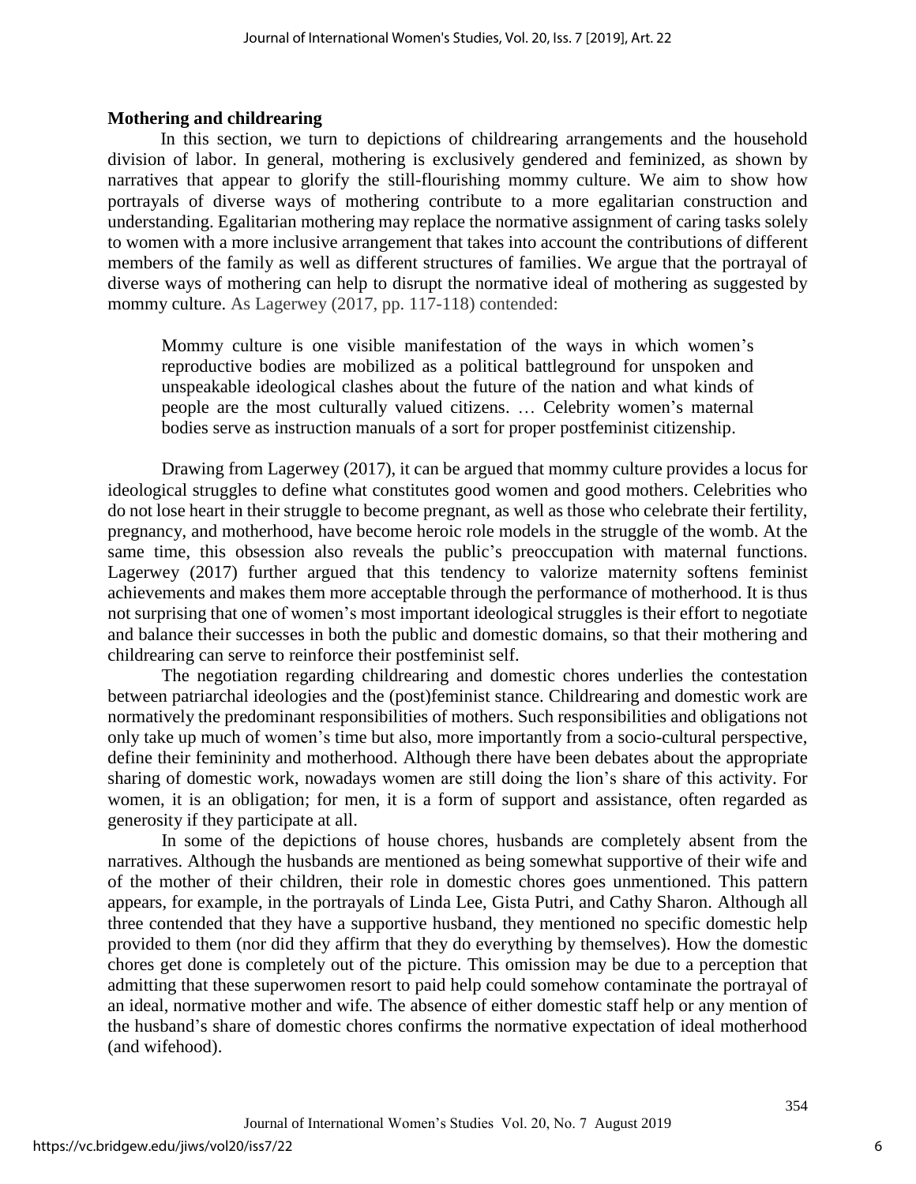**Mothering and childrearing**

In this section, we turn to depictions of childrearing arrangements and the household division of labor. In general, mothering is exclusively gendered and feminized, as shown by narratives that appear to glorify the still-flourishing mommy culture. We aim to show how portrayals of diverse ways of mothering contribute to a more egalitarian construction and understanding. Egalitarian mothering may replace the normative assignment of caring tasks solely to women with a more inclusive arrangement that takes into account the contributions of different members of the family as well as different structures of families. We argue that the portrayal of diverse ways of mothering can help to disrupt the normative ideal of mothering as suggested by mommy culture. As Lagerwey (2017, pp. 117-118) contended:

> Mommy culture is one visible manifestation of the ways in which women's reproductive bodies are mobilized as a political battleground for unspoken and unspeakable ideological clashes about the future of the nation and what kinds of people are the most culturally valued citizens. … Celebrity women's maternal bodies serve as instruction manuals of a sort for proper postfeminist citizenship.

Drawing from Lagerwey (2017), it can be argued that mommy culture provides a locus for ideological struggles to define what constitutes good women and good mothers. Celebrities who do not lose heart in their struggle to become pregnant, as well as those who celebrate their fertility, pregnancy, and motherhood, have become heroic role models in the struggle of the womb. At the same time, this obsession also reveals the public's preoccupation with maternal functions. Lagerwey (2017) further argued that this tendency to valorize maternity softens feminist achievements and makes them more acceptable through the performance of motherhood. It is thus not surprising that one of women's most important ideological struggles is their effort to negotiate and balance their successes in both the public and domestic domains, so that their mothering and childrearing can serve to reinforce their postfeminist self.

The negotiation regarding childrearing and domestic chores underlies the contestation between patriarchal ideologies and the (post)feminist stance. Childrearing and domestic work are normatively the predominant responsibilities of mothers. Such responsibilities and obligations not only take up much of women's time but also, more importantly from a socio-cultural perspective, define their femininity and motherhood. Although there have been debates about the appropriate sharing of domestic work, nowadays women are still doing the lion's share of this activity. For women, it is an obligation; for men, it is a form of support and assistance, often regarded as generosity if they participate at all.

In some of the depictions of house chores, husbands are completely absent from the narratives. Although the husbands are mentioned as being somewhat supportive of their wife and of the mother of their children, their role in domestic chores goes unmentioned. This pattern appears, for example, in the portrayals of Linda Lee, Gista Putri, and Cathy Sharon. Although all three contended that they have a supportive husband, they mentioned no specific domestic help provided to them (nor did they affirm that they do everything by themselves). How the domestic chores get done is completely out of the picture. This omission may be due to a perception that admitting that these superwomen resort to paid help could somehow contaminate the portrayal of an ideal, normative mother and wife. The absence of either domestic staff help or any mention of the husband's share of domestic chores confirms the normative expectation of ideal motherhood (and wifehood).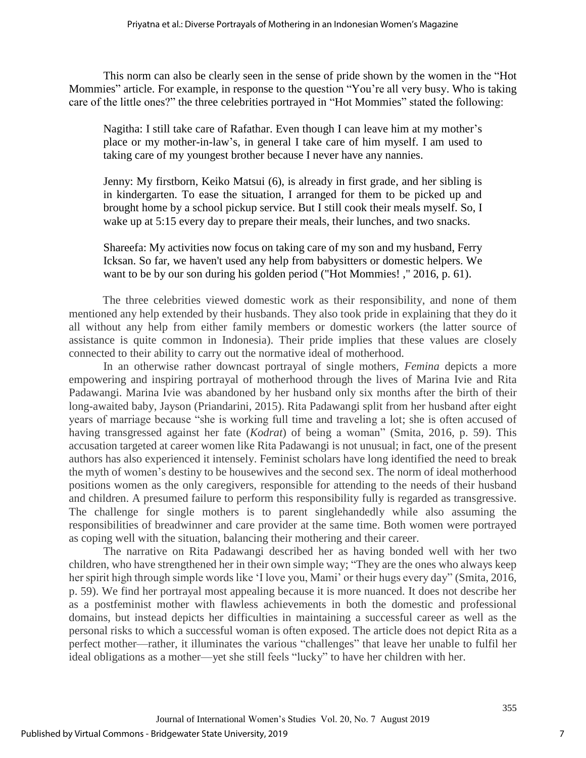This norm can also be clearly seen in the sense of pride shown by the women in the "Hot Mommies" article. For example, in response to the question "You're all very busy. Who is taking care of the little ones?" the three celebrities portrayed in "Hot Mommies" stated the following:

> Nagitha: I still take care of Rafathar. Even though I can leave him at my mother's place or my mother-in-law's, in general I take care of him myself. I am used to taking care of my youngest brother because I never have any nannies.
>
> Jenny: My firstborn, Keiko Matsui (6), is already in first grade, and her sibling is in kindergarten. To ease the situation, I arranged for them to be picked up and brought home by a school pickup service. But I still cook their meals myself. So, I wake up at 5:15 every day to prepare their meals, their lunches, and two snacks.
>
> Shareefa: My activities now focus on taking care of my son and my husband, Ferry Icksan. So far, we haven't used any help from babysitters or domestic helpers. We want to be by our son during his golden period ("Hot Mommies! ," 2016, p. 61).

The three celebrities viewed domestic work as their responsibility, and none of them mentioned any help extended by their husbands. They also took pride in explaining that they do it all without any help from either family members or domestic workers (the latter source of assistance is quite common in Indonesia). Their pride implies that these values are closely connected to their ability to carry out the normative ideal of motherhood.

In an otherwise rather downcast portrayal of single mothers, *Femina* depicts a more empowering and inspiring portrayal of motherhood through the lives of Marina Ivie and Rita Padawangi. Marina Ivie was abandoned by her husband only six months after the birth of their long-awaited baby, Jayson (Priandarini, 2015). Rita Padawangi split from her husband after eight years of marriage because "she is working full time and traveling a lot; she is often accused of having transgressed against her fate (*Kodrat*) of being a woman" (Smita, 2016, p. 59). This accusation targeted at career women like Rita Padawangi is not unusual; in fact, one of the present authors has also experienced it intensely. Feminist scholars have long identified the need to break the myth of women's destiny to be housewives and the second sex. The norm of ideal motherhood positions women as the only caregivers, responsible for attending to the needs of their husband and children. A presumed failure to perform this responsibility fully is regarded as transgressive. The challenge for single mothers is to parent singlehandedly while also assuming the responsibilities of breadwinner and care provider at the same time. Both women were portrayed as coping well with the situation, balancing their mothering and their career.

The narrative on Rita Padawangi described her as having bonded well with her two children, who have strengthened her in their own simple way; "They are the ones who always keep her spirit high through simple words like 'I love you, Mami' or their hugs every day" (Smita, 2016, p. 59). We find her portrayal most appealing because it is more nuanced. It does not describe her as a postfeminist mother with flawless achievements in both the domestic and professional domains, but instead depicts her difficulties in maintaining a successful career as well as the personal risks to which a successful woman is often exposed. The article does not depict Rita as a perfect mother—rather, it illuminates the various "challenges" that leave her unable to fulfil her ideal obligations as a mother—yet she still feels "lucky" to have her children with her.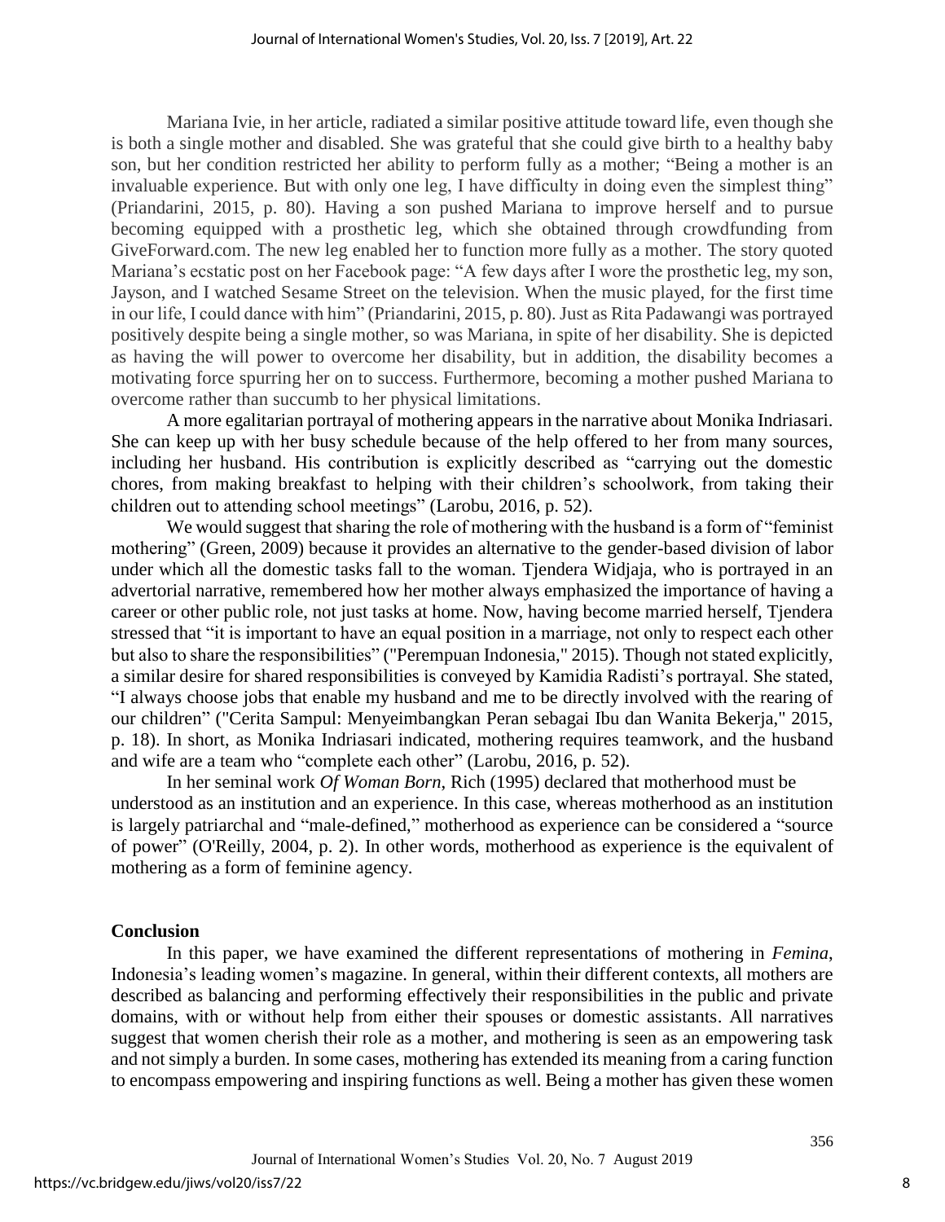Mariana Ivie, in her article, radiated a similar positive attitude toward life, even though she is both a single mother and disabled. She was grateful that she could give birth to a healthy baby son, but her condition restricted her ability to perform fully as a mother; "Being a mother is an invaluable experience. But with only one leg, I have difficulty in doing even the simplest thing" (Priandarini, 2015, p. 80). Having a son pushed Mariana to improve herself and to pursue becoming equipped with a prosthetic leg, which she obtained through crowdfunding from GiveForward.com. The new leg enabled her to function more fully as a mother. The story quoted Mariana's ecstatic post on her Facebook page: "A few days after I wore the prosthetic leg, my son, Jayson, and I watched Sesame Street on the television. When the music played, for the first time in our life, I could dance with him" (Priandarini, 2015, p. 80). Just as Rita Padawangi was portrayed positively despite being a single mother, so was Mariana, in spite of her disability. She is depicted as having the will power to overcome her disability, but in addition, the disability becomes a motivating force spurring her on to success. Furthermore, becoming a mother pushed Mariana to overcome rather than succumb to her physical limitations.

A more egalitarian portrayal of mothering appears in the narrative about Monika Indriasari. She can keep up with her busy schedule because of the help offered to her from many sources, including her husband. His contribution is explicitly described as "carrying out the domestic chores, from making breakfast to helping with their children's schoolwork, from taking their children out to attending school meetings" (Larobu, 2016, p. 52).

We would suggest that sharing the role of mothering with the husband is a form of "feminist mothering" (Green, 2009) because it provides an alternative to the gender-based division of labor under which all the domestic tasks fall to the woman. Tjendera Widjaja, who is portrayed in an advertorial narrative, remembered how her mother always emphasized the importance of having a career or other public role, not just tasks at home. Now, having become married herself, Tjendera stressed that "it is important to have an equal position in a marriage, not only to respect each other but also to share the responsibilities" ("Perempuan Indonesia," 2015). Though not stated explicitly, a similar desire for shared responsibilities is conveyed by Kamidia Radisti's portrayal. She stated, "I always choose jobs that enable my husband and me to be directly involved with the rearing of our children" ("Cerita Sampul: Menyeimbangkan Peran sebagai Ibu dan Wanita Bekerja," 2015, p. 18). In short, as Monika Indriasari indicated, mothering requires teamwork, and the husband and wife are a team who "complete each other" (Larobu, 2016, p. 52).

In her seminal work *Of Woman Born*, Rich (1995) declared that motherhood must be understood as an institution and an experience. In this case, whereas motherhood as an institution is largely patriarchal and "male-defined," motherhood as experience can be considered a "source of power" (O'Reilly, 2004, p. 2). In other words, motherhood as experience is the equivalent of mothering as a form of feminine agency.

## Conclusion

In this paper, we have examined the different representations of mothering in *Femina*, Indonesia's leading women's magazine. In general, within their different contexts, all mothers are described as balancing and performing effectively their responsibilities in the public and private domains, with or without help from either their spouses or domestic assistants. All narratives suggest that women cherish their role as a mother, and mothering is seen as an empowering task and not simply a burden. In some cases, mothering has extended its meaning from a caring function to encompass empowering and inspiring functions as well. Being a mother has given these women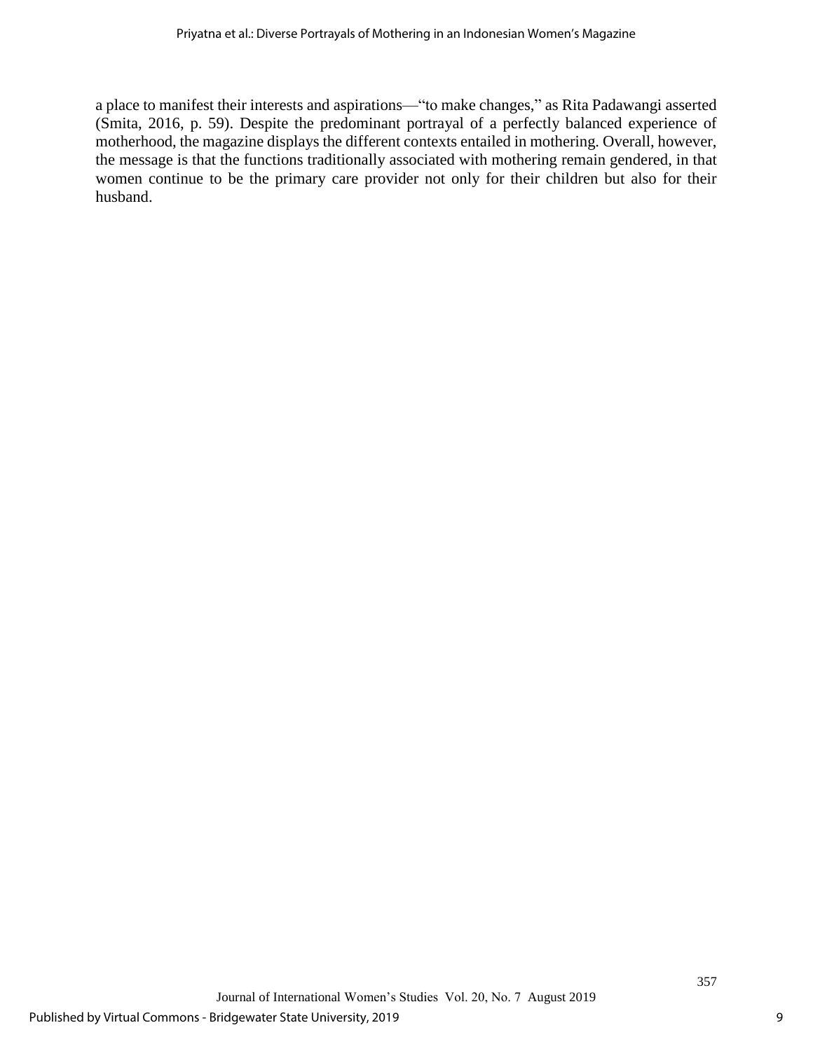a place to manifest their interests and aspirations—"to make changes," as Rita Padawangi asserted (Smita, 2016, p. 59). Despite the predominant portrayal of a perfectly balanced experience of motherhood, the magazine displays the different contexts entailed in mothering. Overall, however, the message is that the functions traditionally associated with mothering remain gendered, in that women continue to be the primary care provider not only for their children but also for their husband.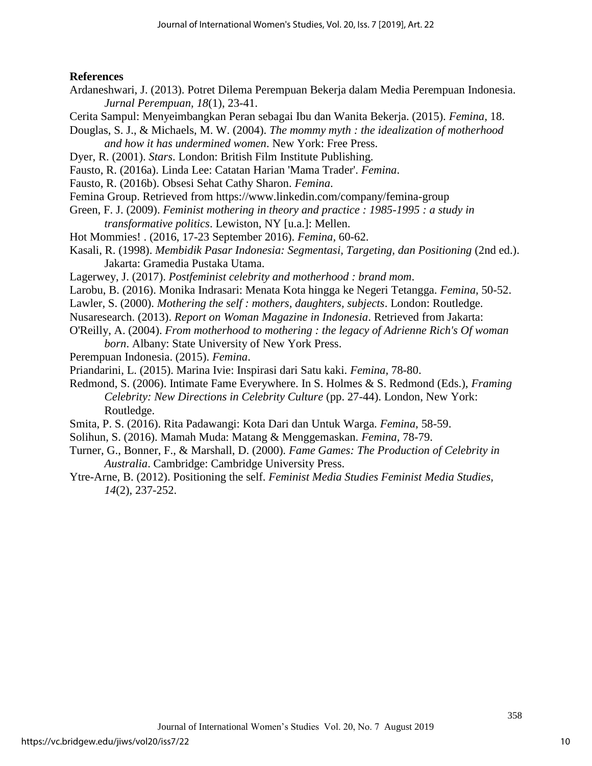## References

Ardaneshwari, J. (2013). Potret Dilema Perempuan Bekerja dalam Media Perempuan Indonesia. *Jurnal Perempuan, 18*(1), 23-41.

Cerita Sampul: Menyeimbangkan Peran sebagai Ibu dan Wanita Bekerja. (2015). *Femina,* 18.

Douglas, S. J., & Michaels, M. W. (2004). *The mommy myth : the idealization of motherhood and how it has undermined women*. New York: Free Press.

Dyer, R. (2001). *Stars*. London: British Film Institute Publishing.

Fausto, R. (2016a). Linda Lee: Catatan Harian 'Mama Trader'. *Femina*.

Fausto, R. (2016b). Obsesi Sehat Cathy Sharon. *Femina*.

Femina Group. Retrieved from https://www.linkedin.com/company/femina-group

Green, F. J. (2009). *Feminist mothering in theory and practice : 1985-1995 : a study in transformative politics*. Lewiston, NY [u.a.]: Mellen.

Hot Mommies! . (2016, 17-23 September 2016). *Femina,* 60-62.

Kasali, R. (1998). *Membidik Pasar Indonesia: Segmentasi, Targeting, dan Positioning* (2nd ed.). Jakarta: Gramedia Pustaka Utama.

Lagerwey, J. (2017). *Postfeminist celebrity and motherhood : brand mom*.

Larobu, B. (2016). Monika Indrasari: Menata Kota hingga ke Negeri Tetangga. *Femina,* 50-52.

Lawler, S. (2000). *Mothering the self : mothers, daughters, subjects*. London: Routledge.

Nusaresearch. (2013). *Report on Woman Magazine in Indonesia*. Retrieved from Jakarta:

O'Reilly, A. (2004). *From motherhood to mothering : the legacy of Adrienne Rich's Of woman born*. Albany: State University of New York Press.

Perempuan Indonesia. (2015). *Femina*.

Priandarini, L. (2015). Marina Ivie: Inspirasi dari Satu kaki. *Femina,* 78-80.

Redmond, S. (2006). Intimate Fame Everywhere. In S. Holmes & S. Redmond (Eds.), *Framing Celebrity: New Directions in Celebrity Culture* (pp. 27-44). London, New York: Routledge.

Smita, P. S. (2016). Rita Padawangi: Kota Dari dan Untuk Warga. *Femina,* 58-59.

Solihun, S. (2016). Mamah Muda: Matang & Menggemaskan. *Femina,* 78-79.

Turner, G., Bonner, F., & Marshall, D. (2000). *Fame Games: The Production of Celebrity in Australia*. Cambridge: Cambridge University Press.

Ytre-Arne, B. (2012). Positioning the self. *Feminist Media Studies Feminist Media Studies, 14*(2), 237-252.